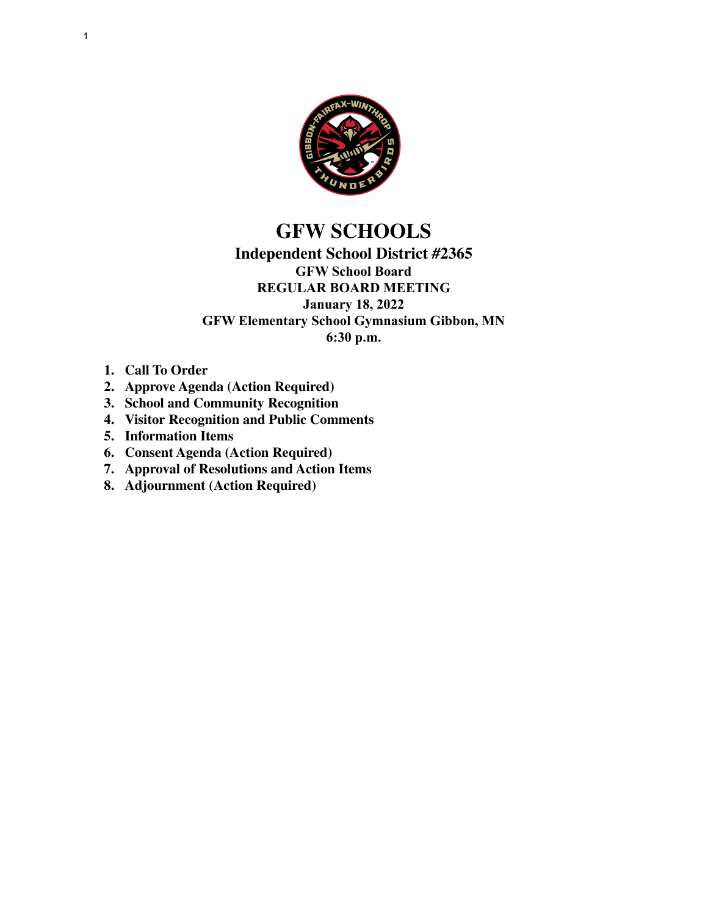# GFW SCHOOLS

## Independent School District #2365

### GFW School Board
### REGULAR BOARD MEETING
### January 18, 2022
### GFW Elementary School Gymnasium Gibbon, MN
### 6:30 p.m.

1. **Call To Order**
2. **Approve Agenda (Action Required)**
3. **School and Community Recognition**
4. **Visitor Recognition and Public Comments**
5. **Information Items**
6. **Consent Agenda (Action Required)**
7. **Approval of Resolutions and Action Items**
8. **Adjournment (Action Required)**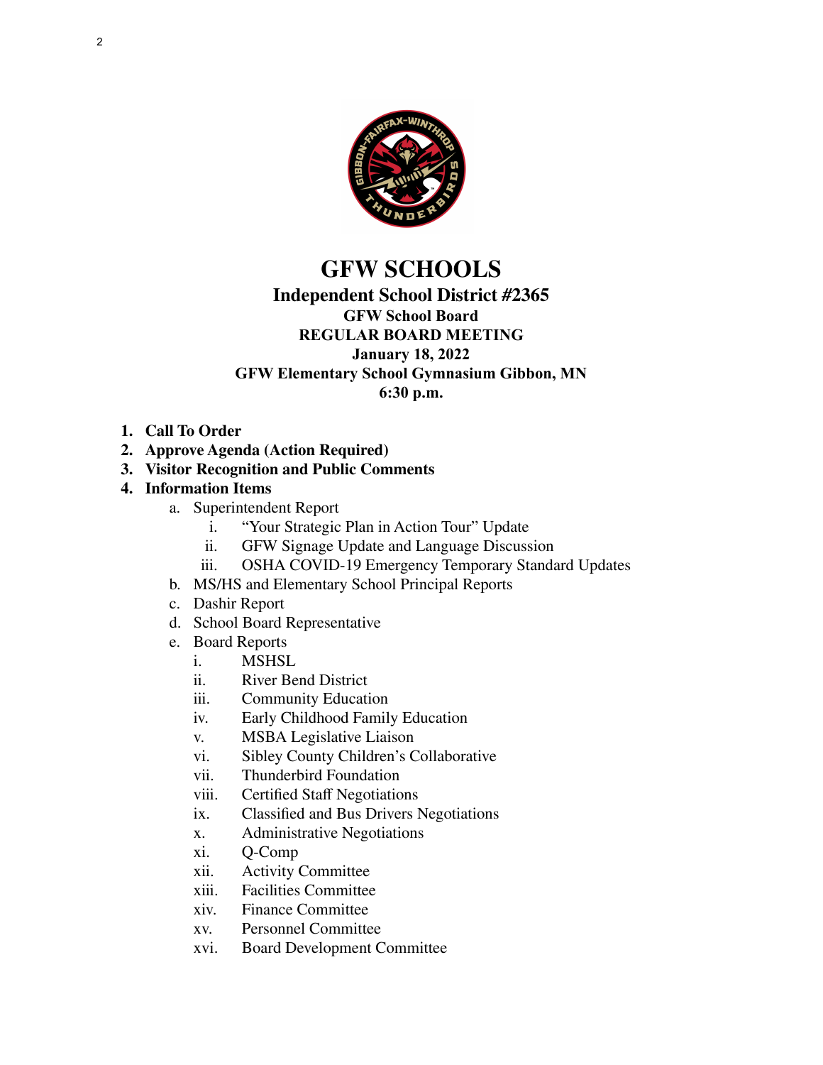# GFW SCHOOLS

## Independent School District #2365

### GFW School Board
### REGULAR BOARD MEETING
### January 18, 2022
### GFW Elementary School Gymnasium Gibbon, MN
### 6:30 p.m.

1. **Call To Order**
2. **Approve Agenda (Action Required)**
3. **Visitor Recognition and Public Comments**
4. **Information Items**
   a. Superintendent Report
      i. "Your Strategic Plan in Action Tour" Update
      ii. GFW Signage Update and Language Discussion
      iii. OSHA COVID-19 Emergency Temporary Standard Updates
   b. MS/HS and Elementary School Principal Reports
   c. Dashir Report
   d. School Board Representative
   e. Board Reports
      i. MSHSL
      ii. River Bend District
      iii. Community Education
      iv. Early Childhood Family Education
      v. MSBA Legislative Liaison
      vi. Sibley County Children's Collaborative
      vii. Thunderbird Foundation
      viii. Certified Staff Negotiations
      ix. Classified and Bus Drivers Negotiations
      x. Administrative Negotiations
      xi. Q-Comp
      xii. Activity Committee
      xiii. Facilities Committee
      xiv. Finance Committee
      xv. Personnel Committee
      xvi. Board Development Committee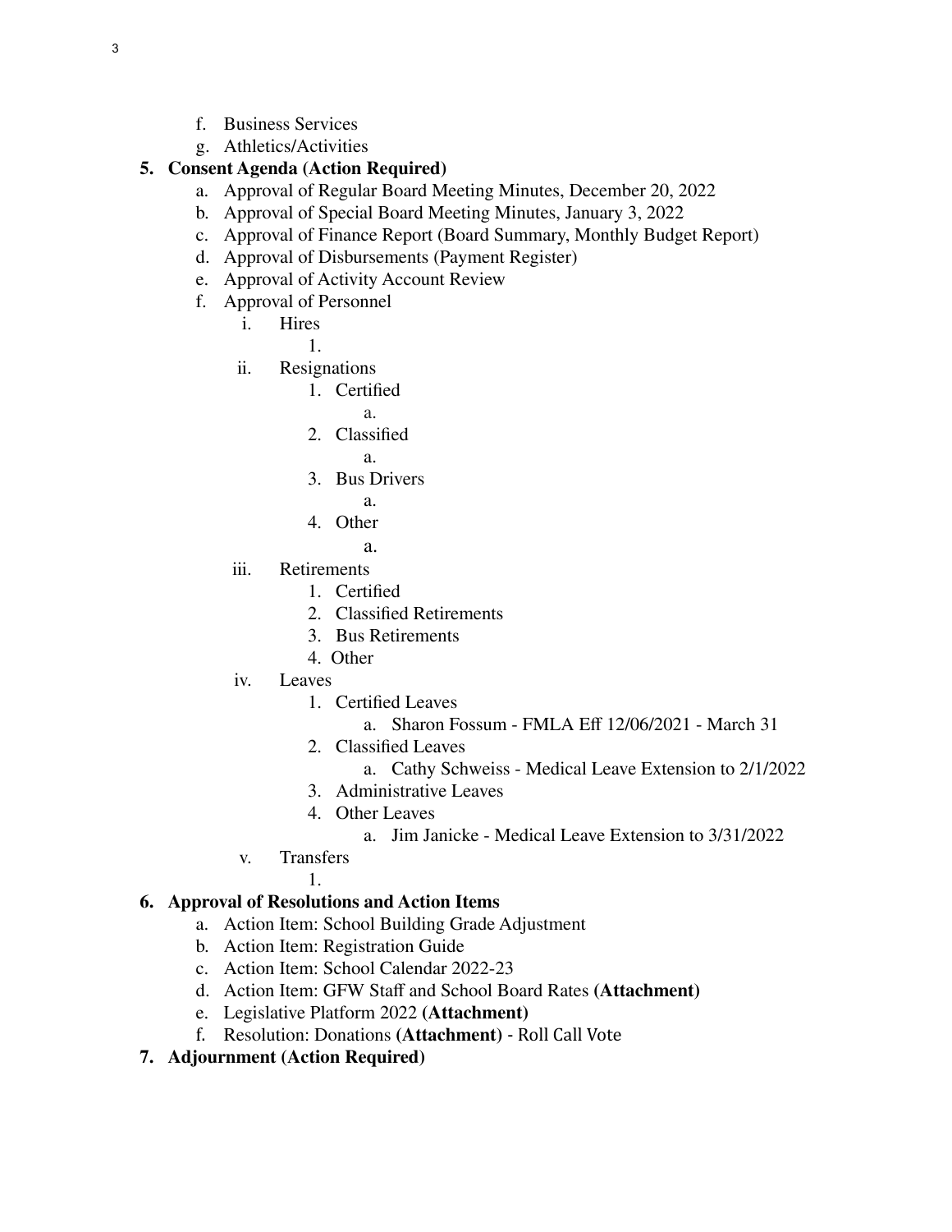- f. Business Services
- g. Athletics/Activities

**5. Consent Agenda (Action Required)**

- a. Approval of Regular Board Meeting Minutes, December 20, 2022
- b. Approval of Special Board Meeting Minutes, January 3, 2022
- c. Approval of Finance Report (Board Summary, Monthly Budget Report)
- d. Approval of Disbursements (Payment Register)
- e. Approval of Activity Account Review
- f. Approval of Personnel
  - i. Hires
    - 1.
  - ii. Resignations
    - 1. Certified
      - a.
    - 2. Classified
      - a.
    - 3. Bus Drivers
      - a.
    - 4. Other
      - a.
  - iii. Retirements
    - 1. Certified
    - 2. Classified Retirements
    - 3. Bus Retirements
    - 4. Other
  - iv. Leaves
    - 1. Certified Leaves
      - a. Sharon Fossum - FMLA Eff 12/06/2021 - March 31
    - 2. Classified Leaves
      - a. Cathy Schweiss - Medical Leave Extension to 2/1/2022
    - 3. Administrative Leaves
    - 4. Other Leaves
      - a. Jim Janicke - Medical Leave Extension to 3/31/2022
  - v. Transfers
    - 1.

**6. Approval of Resolutions and Action Items**

- a. Action Item: School Building Grade Adjustment
- b. Action Item: Registration Guide
- c. Action Item: School Calendar 2022-23
- d. Action Item: GFW Staff and School Board Rates **(Attachment)**
- e. Legislative Platform 2022 **(Attachment)**
- f. Resolution: Donations **(Attachment)** - Roll Call Vote

**7. Adjournment (Action Required)**